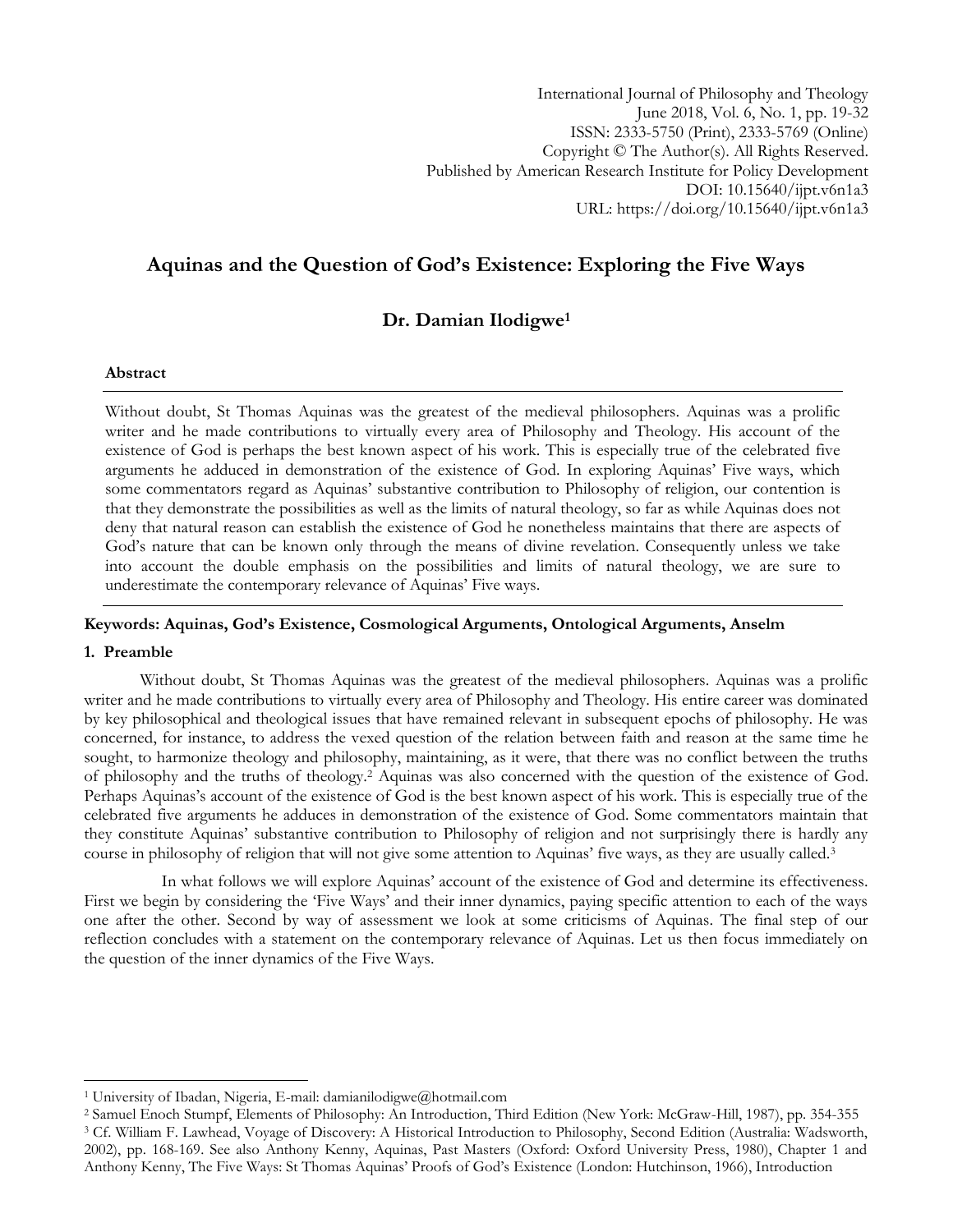International Journal of Philosophy and Theology
June 2018, Vol. 6, No. 1, pp. 19-32
ISSN: 2333-5750 (Print), 2333-5769 (Online)
Copyright © The Author(s). All Rights Reserved.
Published by American Research Institute for Policy Development
DOI: 10.15640/ijpt.v6n1a3
URL: https://doi.org/10.15640/ijpt.v6n1a3

# Aquinas and the Question of God's Existence: Exploring the Five Ways

## Dr. Damian Ilodigwe[1]

### Abstract

Without doubt, St Thomas Aquinas was the greatest of the medieval philosophers. Aquinas was a prolific writer and he made contributions to virtually every area of Philosophy and Theology. His account of the existence of God is perhaps the best known aspect of his work. This is especially true of the celebrated five arguments he adduced in demonstration of the existence of God. In exploring Aquinas' Five ways, which some commentators regard as Aquinas' substantive contribution to Philosophy of religion, our contention is that they demonstrate the possibilities as well as the limits of natural theology, so far as while Aquinas does not deny that natural reason can establish the existence of God he nonetheless maintains that there are aspects of God's nature that can be known only through the means of divine revelation. Consequently unless we take into account the double emphasis on the possibilities and limits of natural theology, we are sure to underestimate the contemporary relevance of Aquinas' Five ways.

**Keywords: Aquinas, God's Existence, Cosmological Arguments, Ontological Arguments, Anselm**

### 1. Preamble

Without doubt, St Thomas Aquinas was the greatest of the medieval philosophers. Aquinas was a prolific writer and he made contributions to virtually every area of Philosophy and Theology. His entire career was dominated by key philosophical and theological issues that have remained relevant in subsequent epochs of philosophy. He was concerned, for instance, to address the vexed question of the relation between faith and reason at the same time he sought, to harmonize theology and philosophy, maintaining, as it were, that there was no conflict between the truths of philosophy and the truths of theology.[2] Aquinas was also concerned with the question of the existence of God. Perhaps Aquinas's account of the existence of God is the best known aspect of his work. This is especially true of the celebrated five arguments he adduces in demonstration of the existence of God. Some commentators maintain that they constitute Aquinas' substantive contribution to Philosophy of religion and not surprisingly there is hardly any course in philosophy of religion that will not give some attention to Aquinas' five ways, as they are usually called.[3]

In what follows we will explore Aquinas' account of the existence of God and determine its effectiveness. First we begin by considering the 'Five Ways' and their inner dynamics, paying specific attention to each of the ways one after the other. Second by way of assessment we look at some criticisms of Aquinas. The final step of our reflection concludes with a statement on the contemporary relevance of Aquinas. Let us then focus immediately on the question of the inner dynamics of the Five Ways.

---

[1] University of Ibadan, Nigeria, E-mail: damianilodigwe@hotmail.com

[2] Samuel Enoch Stumpf, Elements of Philosophy: An Introduction, Third Edition (New York: McGraw-Hill, 1987), pp. 354-355

[3] Cf. William F. Lawhead, Voyage of Discovery: A Historical Introduction to Philosophy, Second Edition (Australia: Wadsworth, 2002), pp. 168-169. See also Anthony Kenny, Aquinas, Past Masters (Oxford: Oxford University Press, 1980), Chapter 1 and Anthony Kenny, The Five Ways: St Thomas Aquinas' Proofs of God's Existence (London: Hutchinson, 1966), Introduction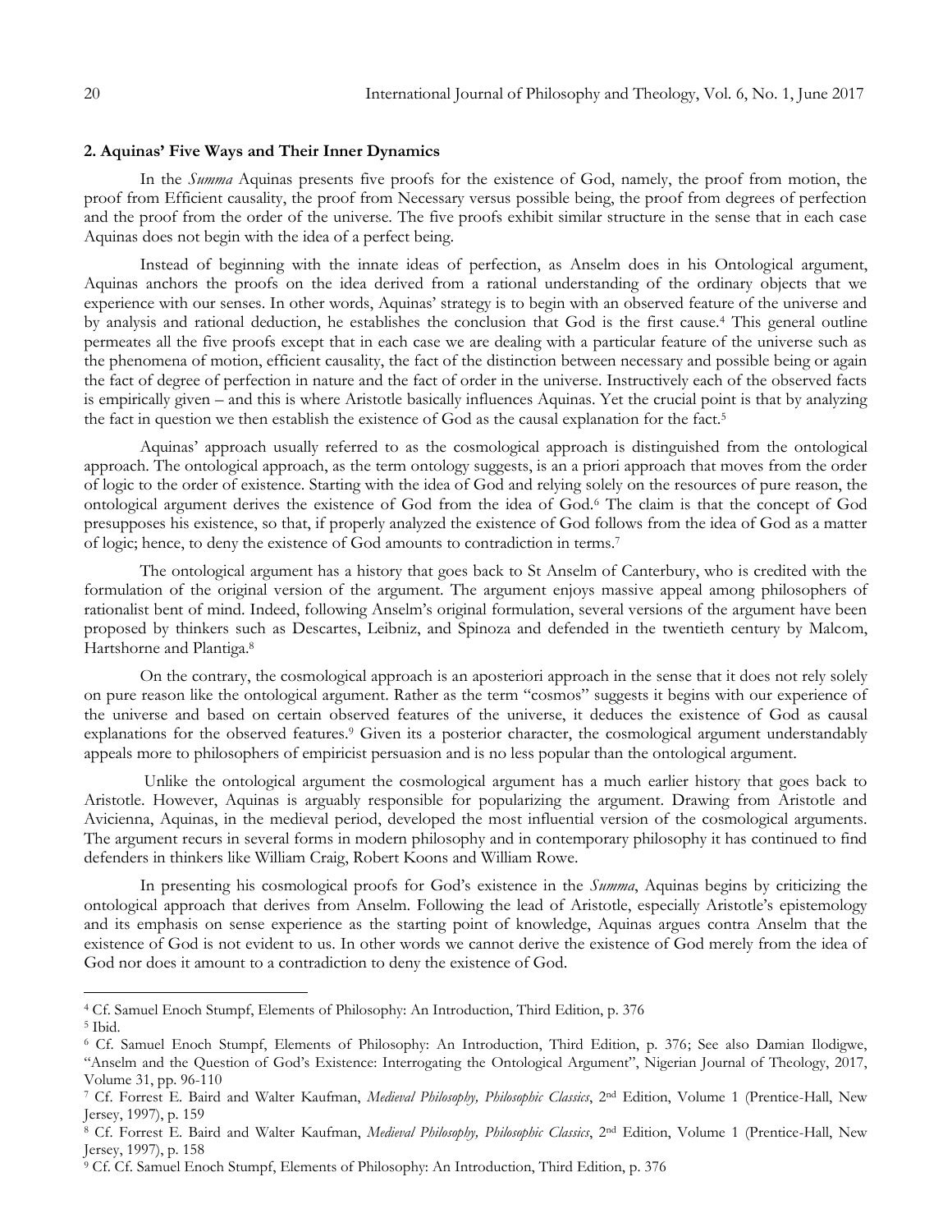### 2. Aquinas' Five Ways and Their Inner Dynamics

In the *Summa* Aquinas presents five proofs for the existence of God, namely, the proof from motion, the proof from Efficient causality, the proof from Necessary versus possible being, the proof from degrees of perfection and the proof from the order of the universe. The five proofs exhibit similar structure in the sense that in each case Aquinas does not begin with the idea of a perfect being.

Instead of beginning with the innate ideas of perfection, as Anselm does in his Ontological argument, Aquinas anchors the proofs on the idea derived from a rational understanding of the ordinary objects that we experience with our senses. In other words, Aquinas' strategy is to begin with an observed feature of the universe and by analysis and rational deduction, he establishes the conclusion that God is the first cause.[4] This general outline permeates all the five proofs except that in each case we are dealing with a particular feature of the universe such as the phenomena of motion, efficient causality, the fact of the distinction between necessary and possible being or again the fact of degree of perfection in nature and the fact of order in the universe. Instructively each of the observed facts is empirically given – and this is where Aristotle basically influences Aquinas. Yet the crucial point is that by analyzing the fact in question we then establish the existence of God as the causal explanation for the fact.[5]

Aquinas' approach usually referred to as the cosmological approach is distinguished from the ontological approach. The ontological approach, as the term ontology suggests, is an a priori approach that moves from the order of logic to the order of existence. Starting with the idea of God and relying solely on the resources of pure reason, the ontological argument derives the existence of God from the idea of God.[6] The claim is that the concept of God presupposes his existence, so that, if properly analyzed the existence of God follows from the idea of God as a matter of logic; hence, to deny the existence of God amounts to contradiction in terms.[7]

The ontological argument has a history that goes back to St Anselm of Canterbury, who is credited with the formulation of the original version of the argument. The argument enjoys massive appeal among philosophers of rationalist bent of mind. Indeed, following Anselm's original formulation, several versions of the argument have been proposed by thinkers such as Descartes, Leibniz, and Spinoza and defended in the twentieth century by Malcom, Hartshorne and Plantiga.[8]

On the contrary, the cosmological approach is an aposteriori approach in the sense that it does not rely solely on pure reason like the ontological argument. Rather as the term "cosmos" suggests it begins with our experience of the universe and based on certain observed features of the universe, it deduces the existence of God as causal explanations for the observed features.[9] Given its a posterior character, the cosmological argument understandably appeals more to philosophers of empiricist persuasion and is no less popular than the ontological argument.

Unlike the ontological argument the cosmological argument has a much earlier history that goes back to Aristotle. However, Aquinas is arguably responsible for popularizing the argument. Drawing from Aristotle and Avicienna, Aquinas, in the medieval period, developed the most influential version of the cosmological arguments. The argument recurs in several forms in modern philosophy and in contemporary philosophy it has continued to find defenders in thinkers like William Craig, Robert Koons and William Rowe.

In presenting his cosmological proofs for God's existence in the *Summa*, Aquinas begins by criticizing the ontological approach that derives from Anselm. Following the lead of Aristotle, especially Aristotle's epistemology and its emphasis on sense experience as the starting point of knowledge, Aquinas argues contra Anselm that the existence of God is not evident to us. In other words we cannot derive the existence of God merely from the idea of God nor does it amount to a contradiction to deny the existence of God.

---

[4] Cf. Samuel Enoch Stumpf, Elements of Philosophy: An Introduction, Third Edition, p. 376

[5] Ibid.

[6] Cf. Samuel Enoch Stumpf, Elements of Philosophy: An Introduction, Third Edition, p. 376; See also Damian Ilodigwe, "Anselm and the Question of God's Existence: Interrogating the Ontological Argument", Nigerian Journal of Theology, 2017, Volume 31, pp. 96-110

[7] Cf. Forrest E. Baird and Walter Kaufman, *Medieval Philosophy, Philosophic Classics*, 2nd Edition, Volume 1 (Prentice-Hall, New Jersey, 1997), p. 159

[8] Cf. Forrest E. Baird and Walter Kaufman, *Medieval Philosophy, Philosophic Classics*, 2nd Edition, Volume 1 (Prentice-Hall, New Jersey, 1997), p. 158

[9] Cf. Cf. Samuel Enoch Stumpf, Elements of Philosophy: An Introduction, Third Edition, p. 376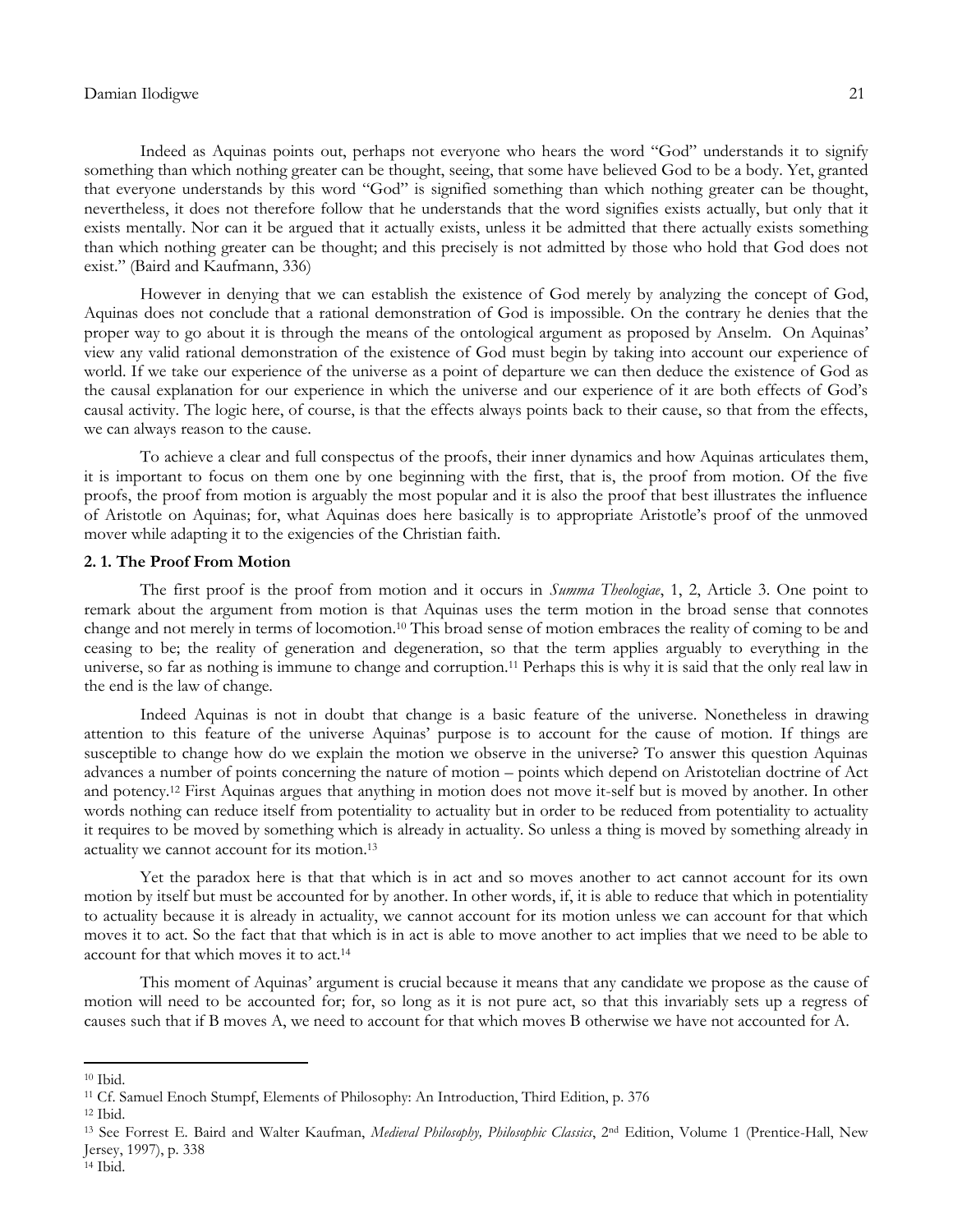Indeed as Aquinas points out, perhaps not everyone who hears the word "God" understands it to signify something than which nothing greater can be thought, seeing, that some have believed God to be a body. Yet, granted that everyone understands by this word "God" is signified something than which nothing greater can be thought, nevertheless, it does not therefore follow that he understands that the word signifies exists actually, but only that it exists mentally. Nor can it be argued that it actually exists, unless it be admitted that there actually exists something than which nothing greater can be thought; and this precisely is not admitted by those who hold that God does not exist." (Baird and Kaufmann, 336)

However in denying that we can establish the existence of God merely by analyzing the concept of God, Aquinas does not conclude that a rational demonstration of God is impossible. On the contrary he denies that the proper way to go about it is through the means of the ontological argument as proposed by Anselm. On Aquinas' view any valid rational demonstration of the existence of God must begin by taking into account our experience of world. If we take our experience of the universe as a point of departure we can then deduce the existence of God as the causal explanation for our experience in which the universe and our experience of it are both effects of God's causal activity. The logic here, of course, is that the effects always points back to their cause, so that from the effects, we can always reason to the cause.

To achieve a clear and full conspectus of the proofs, their inner dynamics and how Aquinas articulates them, it is important to focus on them one by one beginning with the first, that is, the proof from motion. Of the five proofs, the proof from motion is arguably the most popular and it is also the proof that best illustrates the influence of Aristotle on Aquinas; for, what Aquinas does here basically is to appropriate Aristotle's proof of the unmoved mover while adapting it to the exigencies of the Christian faith.

### 2. 1. The Proof From Motion

The first proof is the proof from motion and it occurs in *Summa Theologiae*, 1, 2, Article 3. One point to remark about the argument from motion is that Aquinas uses the term motion in the broad sense that connotes change and not merely in terms of locomotion.[10] This broad sense of motion embraces the reality of coming to be and ceasing to be; the reality of generation and degeneration, so that the term applies arguably to everything in the universe, so far as nothing is immune to change and corruption.[11] Perhaps this is why it is said that the only real law in the end is the law of change.

Indeed Aquinas is not in doubt that change is a basic feature of the universe. Nonetheless in drawing attention to this feature of the universe Aquinas' purpose is to account for the cause of motion. If things are susceptible to change how do we explain the motion we observe in the universe? To answer this question Aquinas advances a number of points concerning the nature of motion – points which depend on Aristotelian doctrine of Act and potency.[12] First Aquinas argues that anything in motion does not move it-self but is moved by another. In other words nothing can reduce itself from potentiality to actuality but in order to be reduced from potentiality to actuality it requires to be moved by something which is already in actuality. So unless a thing is moved by something already in actuality we cannot account for its motion.[13]

Yet the paradox here is that that which is in act and so moves another to act cannot account for its own motion by itself but must be accounted for by another. In other words, if, it is able to reduce that which in potentiality to actuality because it is already in actuality, we cannot account for its motion unless we can account for that which moves it to act. So the fact that that which is in act is able to move another to act implies that we need to be able to account for that which moves it to act.[14]

This moment of Aquinas' argument is crucial because it means that any candidate we propose as the cause of motion will need to be accounted for; for, so long as it is not pure act, so that this invariably sets up a regress of causes such that if B moves A, we need to account for that which moves B otherwise we have not accounted for A.

---

[10] Ibid.

[11] Cf. Samuel Enoch Stumpf, Elements of Philosophy: An Introduction, Third Edition, p. 376

[12] Ibid.

[13] See Forrest E. Baird and Walter Kaufman, *Medieval Philosophy, Philosophic Classics*, 2nd Edition, Volume 1 (Prentice-Hall, New Jersey, 1997), p. 338

[14] Ibid.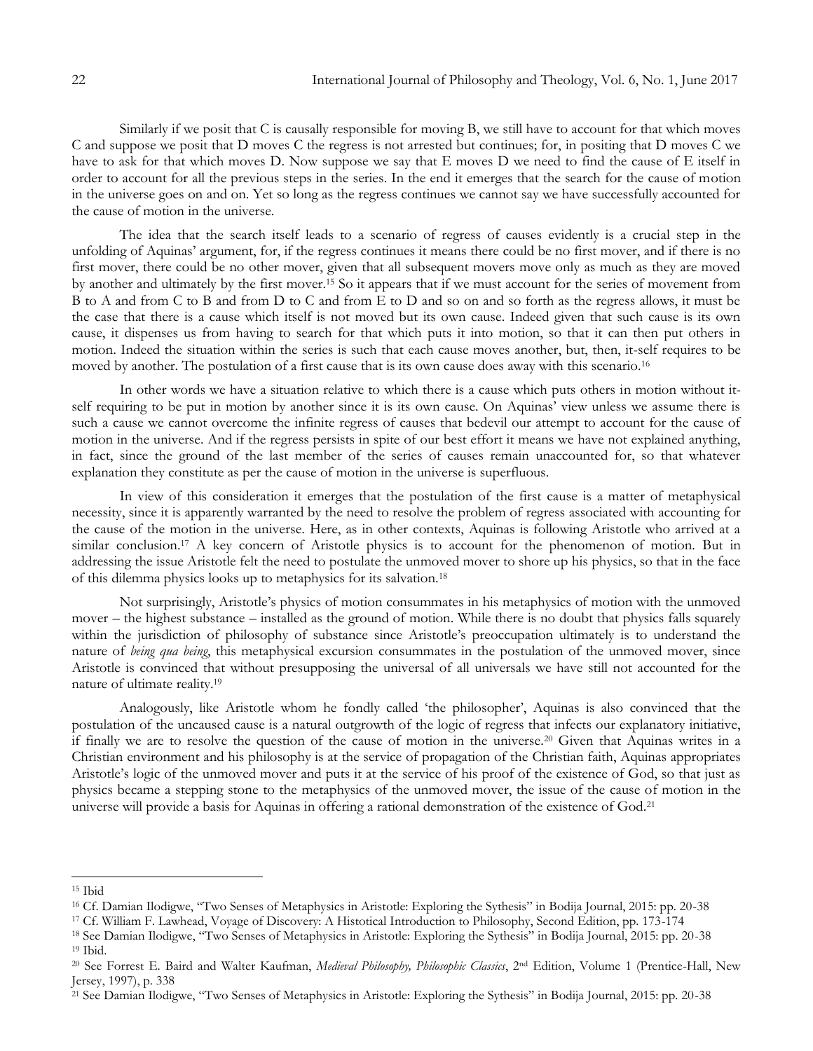Similarly if we posit that C is causally responsible for moving B, we still have to account for that which moves C and suppose we posit that D moves C the regress is not arrested but continues; for, in positing that D moves C we have to ask for that which moves D. Now suppose we say that E moves D we need to find the cause of E itself in order to account for all the previous steps in the series. In the end it emerges that the search for the cause of motion in the universe goes on and on. Yet so long as the regress continues we cannot say we have successfully accounted for the cause of motion in the universe.

The idea that the search itself leads to a scenario of regress of causes evidently is a crucial step in the unfolding of Aquinas' argument, for, if the regress continues it means there could be no first mover, and if there is no first mover, there could be no other mover, given that all subsequent movers move only as much as they are moved by another and ultimately by the first mover.[15] So it appears that if we must account for the series of movement from B to A and from C to B and from D to C and from E to D and so on and so forth as the regress allows, it must be the case that there is a cause which itself is not moved but its own cause. Indeed given that such cause is its own cause, it dispenses us from having to search for that which puts it into motion, so that it can then put others in motion. Indeed the situation within the series is such that each cause moves another, but, then, it-self requires to be moved by another. The postulation of a first cause that is its own cause does away with this scenario.[16]

In other words we have a situation relative to which there is a cause which puts others in motion without it-self requiring to be put in motion by another since it is its own cause. On Aquinas' view unless we assume there is such a cause we cannot overcome the infinite regress of causes that bedevil our attempt to account for the cause of motion in the universe. And if the regress persists in spite of our best effort it means we have not explained anything, in fact, since the ground of the last member of the series of causes remain unaccounted for, so that whatever explanation they constitute as per the cause of motion in the universe is superfluous.

In view of this consideration it emerges that the postulation of the first cause is a matter of metaphysical necessity, since it is apparently warranted by the need to resolve the problem of regress associated with accounting for the cause of the motion in the universe. Here, as in other contexts, Aquinas is following Aristotle who arrived at a similar conclusion.[17] A key concern of Aristotle physics is to account for the phenomenon of motion. But in addressing the issue Aristotle felt the need to postulate the unmoved mover to shore up his physics, so that in the face of this dilemma physics looks up to metaphysics for its salvation.[18]

Not surprisingly, Aristotle's physics of motion consummates in his metaphysics of motion with the unmoved mover – the highest substance – installed as the ground of motion. While there is no doubt that physics falls squarely within the jurisdiction of philosophy of substance since Aristotle's preoccupation ultimately is to understand the nature of *being qua being*, this metaphysical excursion consummates in the postulation of the unmoved mover, since Aristotle is convinced that without presupposing the universal of all universals we have still not accounted for the nature of ultimate reality.[19]

Analogously, like Aristotle whom he fondly called 'the philosopher', Aquinas is also convinced that the postulation of the uncaused cause is a natural outgrowth of the logic of regress that infects our explanatory initiative, if finally we are to resolve the question of the cause of motion in the universe.[20] Given that Aquinas writes in a Christian environment and his philosophy is at the service of propagation of the Christian faith, Aquinas appropriates Aristotle's logic of the unmoved mover and puts it at the service of his proof of the existence of God, so that just as physics became a stepping stone to the metaphysics of the unmoved mover, the issue of the cause of motion in the universe will provide a basis for Aquinas in offering a rational demonstration of the existence of God.[21]

---

[15] Ibid

[16] Cf. Damian Ilodigwe, "Two Senses of Metaphysics in Aristotle: Exploring the Sythesis" in Bodija Journal, 2015: pp. 20-38

[17] Cf. William F. Lawhead, Voyage of Discovery: A Histotical Introduction to Philosophy, Second Edition, pp. 173-174

[18] See Damian Ilodigwe, "Two Senses of Metaphysics in Aristotle: Exploring the Sythesis" in Bodija Journal, 2015: pp. 20-38

[19] Ibid.

[20] See Forrest E. Baird and Walter Kaufman, *Medieval Philosophy, Philosophic Classics*, 2nd Edition, Volume 1 (Prentice-Hall, New Jersey, 1997), p. 338

[21] See Damian Ilodigwe, "Two Senses of Metaphysics in Aristotle: Exploring the Sythesis" in Bodija Journal, 2015: pp. 20-38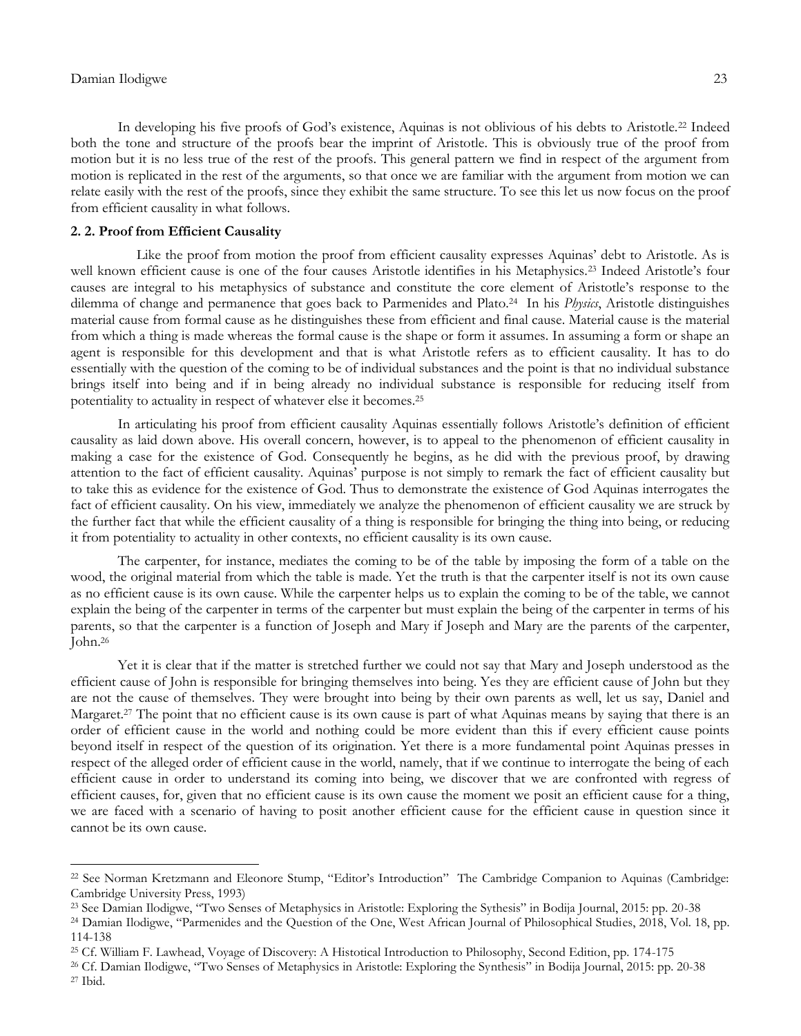In developing his five proofs of God's existence, Aquinas is not oblivious of his debts to Aristotle.[22] Indeed both the tone and structure of the proofs bear the imprint of Aristotle. This is obviously true of the proof from motion but it is no less true of the rest of the proofs. This general pattern we find in respect of the argument from motion is replicated in the rest of the arguments, so that once we are familiar with the argument from motion we can relate easily with the rest of the proofs, since they exhibit the same structure. To see this let us now focus on the proof from efficient causality in what follows.

### 2. 2. Proof from Efficient Causality

Like the proof from motion the proof from efficient causality expresses Aquinas' debt to Aristotle. As is well known efficient cause is one of the four causes Aristotle identifies in his Metaphysics.[23] Indeed Aristotle's four causes are integral to his metaphysics of substance and constitute the core element of Aristotle's response to the dilemma of change and permanence that goes back to Parmenides and Plato.[24] In his *Physics*, Aristotle distinguishes material cause from formal cause as he distinguishes these from efficient and final cause. Material cause is the material from which a thing is made whereas the formal cause is the shape or form it assumes. In assuming a form or shape an agent is responsible for this development and that is what Aristotle refers as to efficient causality. It has to do essentially with the question of the coming to be of individual substances and the point is that no individual substance brings itself into being and if in being already no individual substance is responsible for reducing itself from potentiality to actuality in respect of whatever else it becomes.[25]

In articulating his proof from efficient causality Aquinas essentially follows Aristotle's definition of efficient causality as laid down above. His overall concern, however, is to appeal to the phenomenon of efficient causality in making a case for the existence of God. Consequently he begins, as he did with the previous proof, by drawing attention to the fact of efficient causality. Aquinas' purpose is not simply to remark the fact of efficient causality but to take this as evidence for the existence of God. Thus to demonstrate the existence of God Aquinas interrogates the fact of efficient causality. On his view, immediately we analyze the phenomenon of efficient causality we are struck by the further fact that while the efficient causality of a thing is responsible for bringing the thing into being, or reducing it from potentiality to actuality in other contexts, no efficient causality is its own cause.

The carpenter, for instance, mediates the coming to be of the table by imposing the form of a table on the wood, the original material from which the table is made. Yet the truth is that the carpenter itself is not its own cause as no efficient cause is its own cause. While the carpenter helps us to explain the coming to be of the table, we cannot explain the being of the carpenter in terms of the carpenter but must explain the being of the carpenter in terms of his parents, so that the carpenter is a function of Joseph and Mary if Joseph and Mary are the parents of the carpenter, John.[26]

Yet it is clear that if the matter is stretched further we could not say that Mary and Joseph understood as the efficient cause of John is responsible for bringing themselves into being. Yes they are efficient cause of John but they are not the cause of themselves. They were brought into being by their own parents as well, let us say, Daniel and Margaret.[27] The point that no efficient cause is its own cause is part of what Aquinas means by saying that there is an order of efficient cause in the world and nothing could be more evident than this if every efficient cause points beyond itself in respect of the question of its origination. Yet there is a more fundamental point Aquinas presses in respect of the alleged order of efficient cause in the world, namely, that if we continue to interrogate the being of each efficient cause in order to understand its coming into being, we discover that we are confronted with regress of efficient causes, for, given that no efficient cause is its own cause the moment we posit an efficient cause for a thing, we are faced with a scenario of having to posit another efficient cause for the efficient cause in question since it cannot be its own cause.

---

[22] See Norman Kretzmann and Eleonore Stump, "Editor's Introduction" The Cambridge Companion to Aquinas (Cambridge: Cambridge University Press, 1993)

[23] See Damian Ilodigwe, "Two Senses of Metaphysics in Aristotle: Exploring the Sythesis" in Bodija Journal, 2015: pp. 20-38

[24] Damian Ilodigwe, "Parmenides and the Question of the One, West African Journal of Philosophical Studies, 2018, Vol. 18, pp. 114-138

[25] Cf. William F. Lawhead, Voyage of Discovery: A Histotical Introduction to Philosophy, Second Edition, pp. 174-175

[26] Cf. Damian Ilodigwe, "Two Senses of Metaphysics in Aristotle: Exploring the Synthesis" in Bodija Journal, 2015: pp. 20-38

[27] Ibid.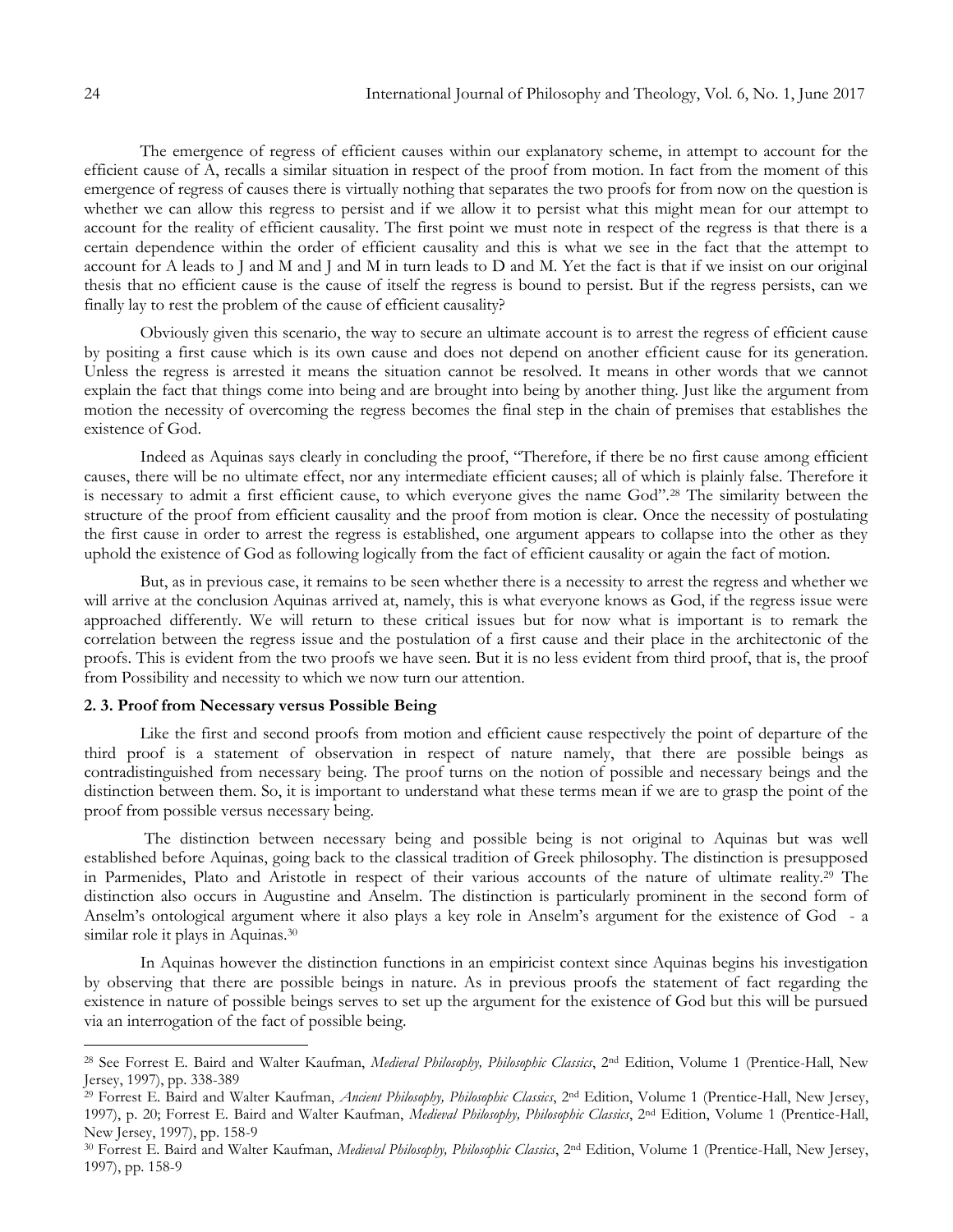The emergence of regress of efficient causes within our explanatory scheme, in attempt to account for the efficient cause of A, recalls a similar situation in respect of the proof from motion. In fact from the moment of this emergence of regress of causes there is virtually nothing that separates the two proofs for from now on the question is whether we can allow this regress to persist and if we allow it to persist what this might mean for our attempt to account for the reality of efficient causality. The first point we must note in respect of the regress is that there is a certain dependence within the order of efficient causality and this is what we see in the fact that the attempt to account for A leads to J and M and J and M in turn leads to D and M. Yet the fact is that if we insist on our original thesis that no efficient cause is the cause of itself the regress is bound to persist. But if the regress persists, can we finally lay to rest the problem of the cause of efficient causality?

Obviously given this scenario, the way to secure an ultimate account is to arrest the regress of efficient cause by positing a first cause which is its own cause and does not depend on another efficient cause for its generation. Unless the regress is arrested it means the situation cannot be resolved. It means in other words that we cannot explain the fact that things come into being and are brought into being by another thing. Just like the argument from motion the necessity of overcoming the regress becomes the final step in the chain of premises that establishes the existence of God.

Indeed as Aquinas says clearly in concluding the proof, "Therefore, if there be no first cause among efficient causes, there will be no ultimate effect, nor any intermediate efficient causes; all of which is plainly false. Therefore it is necessary to admit a first efficient cause, to which everyone gives the name God".[28] The similarity between the structure of the proof from efficient causality and the proof from motion is clear. Once the necessity of postulating the first cause in order to arrest the regress is established, one argument appears to collapse into the other as they uphold the existence of God as following logically from the fact of efficient causality or again the fact of motion.

But, as in previous case, it remains to be seen whether there is a necessity to arrest the regress and whether we will arrive at the conclusion Aquinas arrived at, namely, this is what everyone knows as God, if the regress issue were approached differently. We will return to these critical issues but for now what is important is to remark the correlation between the regress issue and the postulation of a first cause and their place in the architectonic of the proofs. This is evident from the two proofs we have seen. But it is no less evident from third proof, that is, the proof from Possibility and necessity to which we now turn our attention.

**2. 3. Proof from Necessary versus Possible Being**

Like the first and second proofs from motion and efficient cause respectively the point of departure of the third proof is a statement of observation in respect of nature namely, that there are possible beings as contradistinguished from necessary being. The proof turns on the notion of possible and necessary beings and the distinction between them. So, it is important to understand what these terms mean if we are to grasp the point of the proof from possible versus necessary being.

The distinction between necessary being and possible being is not original to Aquinas but was well established before Aquinas, going back to the classical tradition of Greek philosophy. The distinction is presupposed in Parmenides, Plato and Aristotle in respect of their various accounts of the nature of ultimate reality.[29] The distinction also occurs in Augustine and Anselm. The distinction is particularly prominent in the second form of Anselm's ontological argument where it also plays a key role in Anselm's argument for the existence of God - a similar role it plays in Aquinas.[30]

In Aquinas however the distinction functions in an empiricist context since Aquinas begins his investigation by observing that there are possible beings in nature. As in previous proofs the statement of fact regarding the existence in nature of possible beings serves to set up the argument for the existence of God but this will be pursued via an interrogation of the fact of possible being.

---

[28] See Forrest E. Baird and Walter Kaufman, *Medieval Philosophy, Philosophic Classics*, 2nd Edition, Volume 1 (Prentice-Hall, New Jersey, 1997), pp. 338-389

[29] Forrest E. Baird and Walter Kaufman, *Ancient Philosophy, Philosophic Classics*, 2nd Edition, Volume 1 (Prentice-Hall, New Jersey, 1997), p. 20; Forrest E. Baird and Walter Kaufman, *Medieval Philosophy, Philosophic Classics*, 2nd Edition, Volume 1 (Prentice-Hall, New Jersey, 1997), pp. 158-9

[30] Forrest E. Baird and Walter Kaufman, *Medieval Philosophy, Philosophic Classics*, 2nd Edition, Volume 1 (Prentice-Hall, New Jersey, 1997), pp. 158-9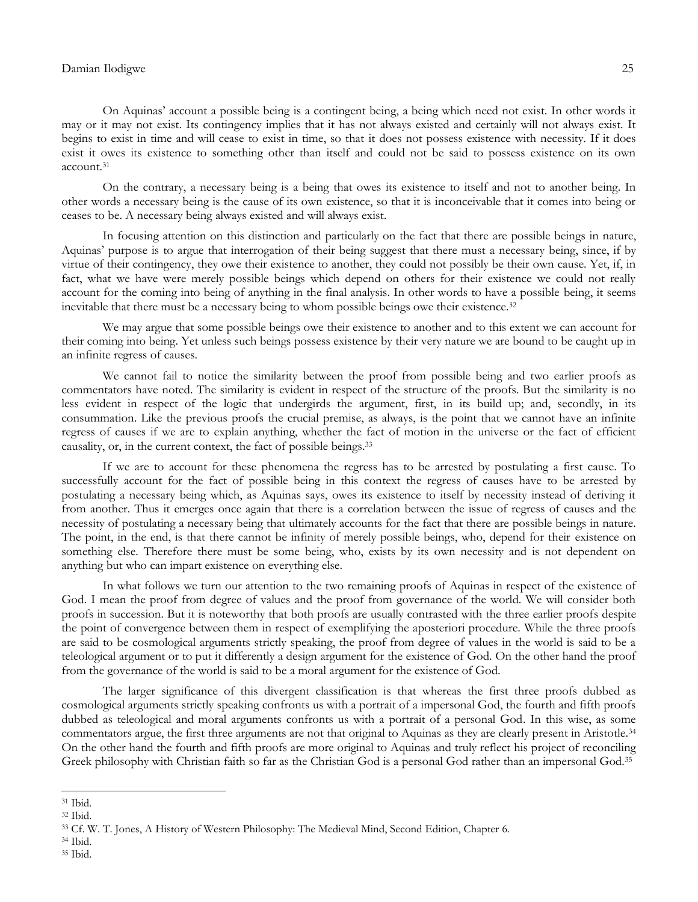On Aquinas' account a possible being is a contingent being, a being which need not exist. In other words it may or it may not exist. Its contingency implies that it has not always existed and certainly will not always exist. It begins to exist in time and will cease to exist in time, so that it does not possess existence with necessity. If it does exist it owes its existence to something other than itself and could not be said to possess existence on its own account.[31]

On the contrary, a necessary being is a being that owes its existence to itself and not to another being. In other words a necessary being is the cause of its own existence, so that it is inconceivable that it comes into being or ceases to be. A necessary being always existed and will always exist.

In focusing attention on this distinction and particularly on the fact that there are possible beings in nature, Aquinas' purpose is to argue that interrogation of their being suggest that there must a necessary being, since, if by virtue of their contingency, they owe their existence to another, they could not possibly be their own cause. Yet, if, in fact, what we have were merely possible beings which depend on others for their existence we could not really account for the coming into being of anything in the final analysis. In other words to have a possible being, it seems inevitable that there must be a necessary being to whom possible beings owe their existence.[32]

We may argue that some possible beings owe their existence to another and to this extent we can account for their coming into being. Yet unless such beings possess existence by their very nature we are bound to be caught up in an infinite regress of causes.

We cannot fail to notice the similarity between the proof from possible being and two earlier proofs as commentators have noted. The similarity is evident in respect of the structure of the proofs. But the similarity is no less evident in respect of the logic that undergirds the argument, first, in its build up; and, secondly, in its consummation. Like the previous proofs the crucial premise, as always, is the point that we cannot have an infinite regress of causes if we are to explain anything, whether the fact of motion in the universe or the fact of efficient causality, or, in the current context, the fact of possible beings.[33]

If we are to account for these phenomena the regress has to be arrested by postulating a first cause. To successfully account for the fact of possible being in this context the regress of causes have to be arrested by postulating a necessary being which, as Aquinas says, owes its existence to itself by necessity instead of deriving it from another. Thus it emerges once again that there is a correlation between the issue of regress of causes and the necessity of postulating a necessary being that ultimately accounts for the fact that there are possible beings in nature. The point, in the end, is that there cannot be infinity of merely possible beings, who, depend for their existence on something else. Therefore there must be some being, who, exists by its own necessity and is not dependent on anything but who can impart existence on everything else.

In what follows we turn our attention to the two remaining proofs of Aquinas in respect of the existence of God. I mean the proof from degree of values and the proof from governance of the world. We will consider both proofs in succession. But it is noteworthy that both proofs are usually contrasted with the three earlier proofs despite the point of convergence between them in respect of exemplifying the aposteriori procedure. While the three proofs are said to be cosmological arguments strictly speaking, the proof from degree of values in the world is said to be a teleological argument or to put it differently a design argument for the existence of God. On the other hand the proof from the governance of the world is said to be a moral argument for the existence of God.

The larger significance of this divergent classification is that whereas the first three proofs dubbed as cosmological arguments strictly speaking confronts us with a portrait of a impersonal God, the fourth and fifth proofs dubbed as teleological and moral arguments confronts us with a portrait of a personal God. In this wise, as some commentators argue, the first three arguments are not that original to Aquinas as they are clearly present in Aristotle.[34] On the other hand the fourth and fifth proofs are more original to Aquinas and truly reflect his project of reconciling Greek philosophy with Christian faith so far as the Christian God is a personal God rather than an impersonal God.[35]

---

[31] Ibid.

[32] Ibid.

[33] Cf. W. T. Jones, A History of Western Philosophy: The Medieval Mind, Second Edition, Chapter 6.

[34] Ibid.

[35] Ibid.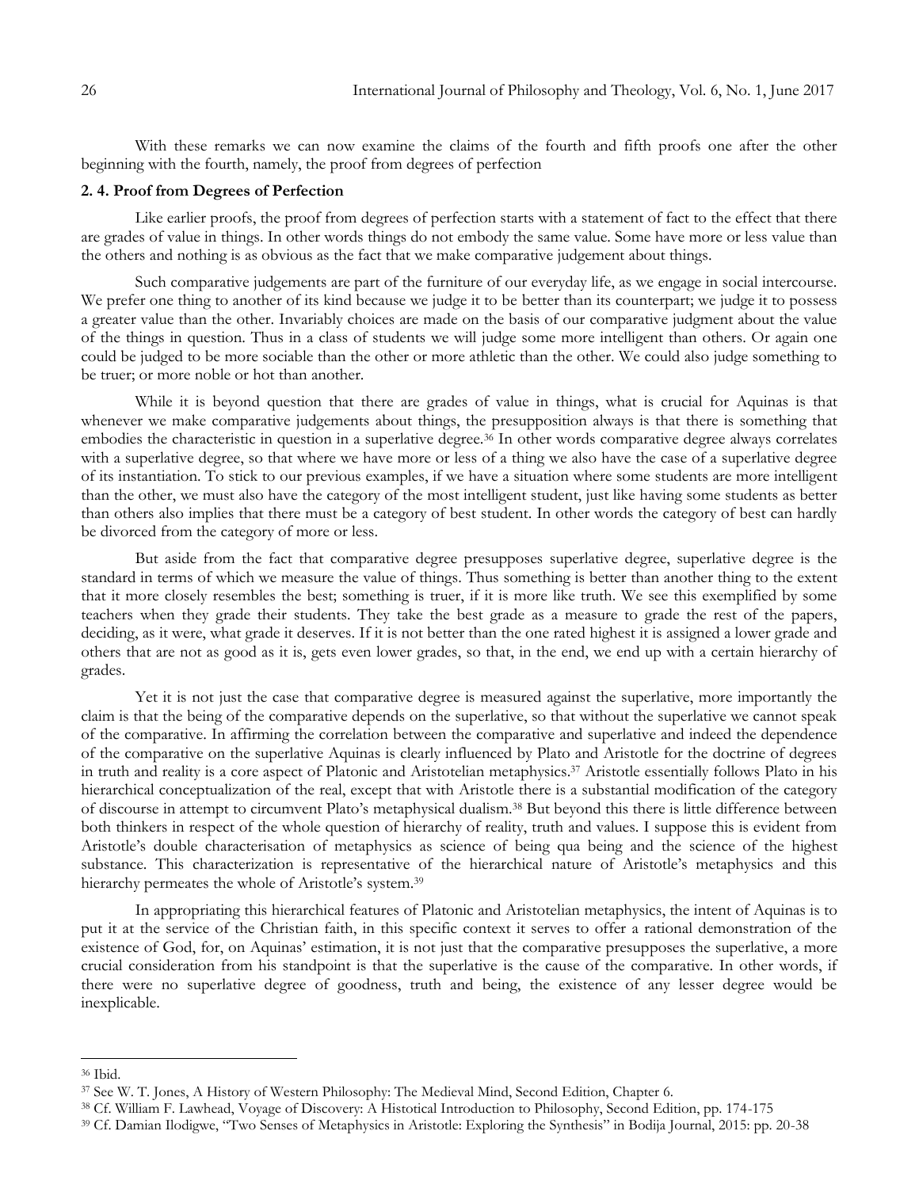With these remarks we can now examine the claims of the fourth and fifth proofs one after the other beginning with the fourth, namely, the proof from degrees of perfection

### 2. 4. Proof from Degrees of Perfection

Like earlier proofs, the proof from degrees of perfection starts with a statement of fact to the effect that there are grades of value in things. In other words things do not embody the same value. Some have more or less value than the others and nothing is as obvious as the fact that we make comparative judgement about things.

Such comparative judgements are part of the furniture of our everyday life, as we engage in social intercourse. We prefer one thing to another of its kind because we judge it to be better than its counterpart; we judge it to possess a greater value than the other. Invariably choices are made on the basis of our comparative judgment about the value of the things in question. Thus in a class of students we will judge some more intelligent than others. Or again one could be judged to be more sociable than the other or more athletic than the other. We could also judge something to be truer; or more noble or hot than another.

While it is beyond question that there are grades of value in things, what is crucial for Aquinas is that whenever we make comparative judgements about things, the presupposition always is that there is something that embodies the characteristic in question in a superlative degree.[36] In other words comparative degree always correlates with a superlative degree, so that where we have more or less of a thing we also have the case of a superlative degree of its instantiation. To stick to our previous examples, if we have a situation where some students are more intelligent than the other, we must also have the category of the most intelligent student, just like having some students as better than others also implies that there must be a category of best student. In other words the category of best can hardly be divorced from the category of more or less.

But aside from the fact that comparative degree presupposes superlative degree, superlative degree is the standard in terms of which we measure the value of things. Thus something is better than another thing to the extent that it more closely resembles the best; something is truer, if it is more like truth. We see this exemplified by some teachers when they grade their students. They take the best grade as a measure to grade the rest of the papers, deciding, as it were, what grade it deserves. If it is not better than the one rated highest it is assigned a lower grade and others that are not as good as it is, gets even lower grades, so that, in the end, we end up with a certain hierarchy of grades.

Yet it is not just the case that comparative degree is measured against the superlative, more importantly the claim is that the being of the comparative depends on the superlative, so that without the superlative we cannot speak of the comparative. In affirming the correlation between the comparative and superlative and indeed the dependence of the comparative on the superlative Aquinas is clearly influenced by Plato and Aristotle for the doctrine of degrees in truth and reality is a core aspect of Platonic and Aristotelian metaphysics.[37] Aristotle essentially follows Plato in his hierarchical conceptualization of the real, except that with Aristotle there is a substantial modification of the category of discourse in attempt to circumvent Plato's metaphysical dualism.[38] But beyond this there is little difference between both thinkers in respect of the whole question of hierarchy of reality, truth and values. I suppose this is evident from Aristotle's double characterisation of metaphysics as science of being qua being and the science of the highest substance. This characterization is representative of the hierarchical nature of Aristotle's metaphysics and this hierarchy permeates the whole of Aristotle's system.[39]

In appropriating this hierarchical features of Platonic and Aristotelian metaphysics, the intent of Aquinas is to put it at the service of the Christian faith, in this specific context it serves to offer a rational demonstration of the existence of God, for, on Aquinas' estimation, it is not just that the comparative presupposes the superlative, a more crucial consideration from his standpoint is that the superlative is the cause of the comparative. In other words, if there were no superlative degree of goodness, truth and being, the existence of any lesser degree would be inexplicable.

---

[36] Ibid.

[37] See W. T. Jones, A History of Western Philosophy: The Medieval Mind, Second Edition, Chapter 6.

[38] Cf. William F. Lawhead, Voyage of Discovery: A Histotical Introduction to Philosophy, Second Edition, pp. 174-175

[39] Cf. Damian Ilodigwe, "Two Senses of Metaphysics in Aristotle: Exploring the Synthesis" in Bodija Journal, 2015: pp. 20-38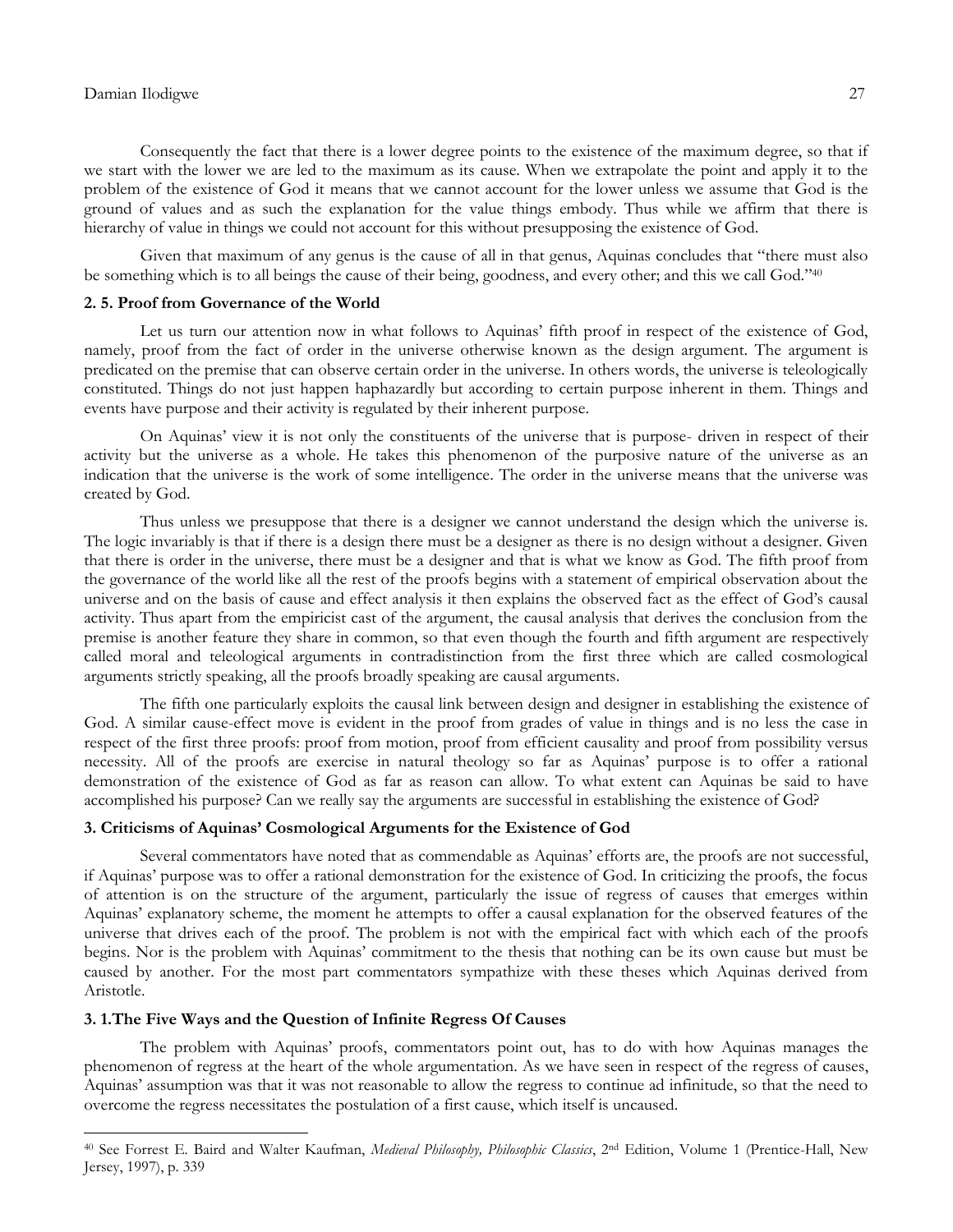Consequently the fact that there is a lower degree points to the existence of the maximum degree, so that if we start with the lower we are led to the maximum as its cause. When we extrapolate the point and apply it to the problem of the existence of God it means that we cannot account for the lower unless we assume that God is the ground of values and as such the explanation for the value things embody. Thus while we affirm that there is hierarchy of value in things we could not account for this without presupposing the existence of God.

Given that maximum of any genus is the cause of all in that genus, Aquinas concludes that "there must also be something which is to all beings the cause of their being, goodness, and every other; and this we call God."[40]

### 2. 5. Proof from Governance of the World

Let us turn our attention now in what follows to Aquinas' fifth proof in respect of the existence of God, namely, proof from the fact of order in the universe otherwise known as the design argument. The argument is predicated on the premise that can observe certain order in the universe. In others words, the universe is teleologically constituted. Things do not just happen haphazardly but according to certain purpose inherent in them. Things and events have purpose and their activity is regulated by their inherent purpose.

On Aquinas' view it is not only the constituents of the universe that is purpose- driven in respect of their activity but the universe as a whole. He takes this phenomenon of the purposive nature of the universe as an indication that the universe is the work of some intelligence. The order in the universe means that the universe was created by God.

Thus unless we presuppose that there is a designer we cannot understand the design which the universe is. The logic invariably is that if there is a design there must be a designer as there is no design without a designer. Given that there is order in the universe, there must be a designer and that is what we know as God. The fifth proof from the governance of the world like all the rest of the proofs begins with a statement of empirical observation about the universe and on the basis of cause and effect analysis it then explains the observed fact as the effect of God's causal activity. Thus apart from the empiricist cast of the argument, the causal analysis that derives the conclusion from the premise is another feature they share in common, so that even though the fourth and fifth argument are respectively called moral and teleological arguments in contradistinction from the first three which are called cosmological arguments strictly speaking, all the proofs broadly speaking are causal arguments.

The fifth one particularly exploits the causal link between design and designer in establishing the existence of God. A similar cause-effect move is evident in the proof from grades of value in things and is no less the case in respect of the first three proofs: proof from motion, proof from efficient causality and proof from possibility versus necessity. All of the proofs are exercise in natural theology so far as Aquinas' purpose is to offer a rational demonstration of the existence of God as far as reason can allow. To what extent can Aquinas be said to have accomplished his purpose? Can we really say the arguments are successful in establishing the existence of God?

## 3. Criticisms of Aquinas' Cosmological Arguments for the Existence of God

Several commentators have noted that as commendable as Aquinas' efforts are, the proofs are not successful, if Aquinas' purpose was to offer a rational demonstration for the existence of God. In criticizing the proofs, the focus of attention is on the structure of the argument, particularly the issue of regress of causes that emerges within Aquinas' explanatory scheme, the moment he attempts to offer a causal explanation for the observed features of the universe that drives each of the proof. The problem is not with the empirical fact with which each of the proofs begins. Nor is the problem with Aquinas' commitment to the thesis that nothing can be its own cause but must be caused by another. For the most part commentators sympathize with these theses which Aquinas derived from Aristotle.

### 3. 1.The Five Ways and the Question of Infinite Regress Of Causes

The problem with Aquinas' proofs, commentators point out, has to do with how Aquinas manages the phenomenon of regress at the heart of the whole argumentation. As we have seen in respect of the regress of causes, Aquinas' assumption was that it was not reasonable to allow the regress to continue ad infinitude, so that the need to overcome the regress necessitates the postulation of a first cause, which itself is uncaused.

---

[40] See Forrest E. Baird and Walter Kaufman, *Medieval Philosophy, Philosophic Classics*, 2nd Edition, Volume 1 (Prentice-Hall, New Jersey, 1997), p. 339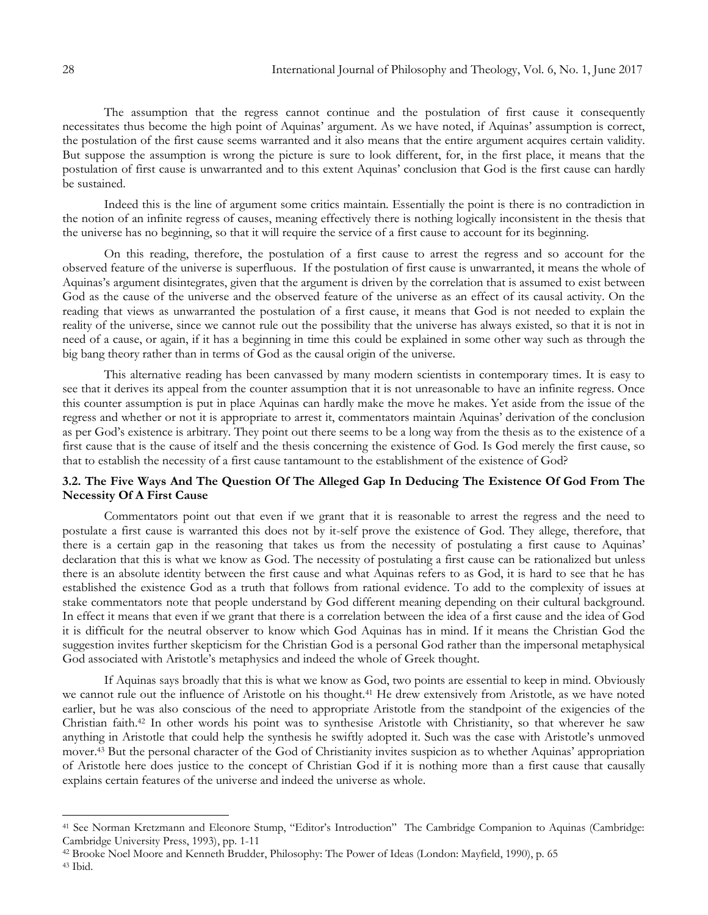The assumption that the regress cannot continue and the postulation of first cause it consequently necessitates thus become the high point of Aquinas' argument. As we have noted, if Aquinas' assumption is correct, the postulation of the first cause seems warranted and it also means that the entire argument acquires certain validity. But suppose the assumption is wrong the picture is sure to look different, for, in the first place, it means that the postulation of first cause is unwarranted and to this extent Aquinas' conclusion that God is the first cause can hardly be sustained.

Indeed this is the line of argument some critics maintain. Essentially the point is there is no contradiction in the notion of an infinite regress of causes, meaning effectively there is nothing logically inconsistent in the thesis that the universe has no beginning, so that it will require the service of a first cause to account for its beginning.

On this reading, therefore, the postulation of a first cause to arrest the regress and so account for the observed feature of the universe is superfluous. If the postulation of first cause is unwarranted, it means the whole of Aquinas's argument disintegrates, given that the argument is driven by the correlation that is assumed to exist between God as the cause of the universe and the observed feature of the universe as an effect of its causal activity. On the reading that views as unwarranted the postulation of a first cause, it means that God is not needed to explain the reality of the universe, since we cannot rule out the possibility that the universe has always existed, so that it is not in need of a cause, or again, if it has a beginning in time this could be explained in some other way such as through the big bang theory rather than in terms of God as the causal origin of the universe.

This alternative reading has been canvassed by many modern scientists in contemporary times. It is easy to see that it derives its appeal from the counter assumption that it is not unreasonable to have an infinite regress. Once this counter assumption is put in place Aquinas can hardly make the move he makes. Yet aside from the issue of the regress and whether or not it is appropriate to arrest it, commentators maintain Aquinas' derivation of the conclusion as per God's existence is arbitrary. They point out there seems to be a long way from the thesis as to the existence of a first cause that is the cause of itself and the thesis concerning the existence of God. Is God merely the first cause, so that to establish the necessity of a first cause tantamount to the establishment of the existence of God?

### 3.2. The Five Ways And The Question Of The Alleged Gap In Deducing The Existence Of God From The Necessity Of A First Cause

Commentators point out that even if we grant that it is reasonable to arrest the regress and the need to postulate a first cause is warranted this does not by it-self prove the existence of God. They allege, therefore, that there is a certain gap in the reasoning that takes us from the necessity of postulating a first cause to Aquinas' declaration that this is what we know as God. The necessity of postulating a first cause can be rationalized but unless there is an absolute identity between the first cause and what Aquinas refers to as God, it is hard to see that he has established the existence God as a truth that follows from rational evidence. To add to the complexity of issues at stake commentators note that people understand by God different meaning depending on their cultural background. In effect it means that even if we grant that there is a correlation between the idea of a first cause and the idea of God it is difficult for the neutral observer to know which God Aquinas has in mind. If it means the Christian God the suggestion invites further skepticism for the Christian God is a personal God rather than the impersonal metaphysical God associated with Aristotle's metaphysics and indeed the whole of Greek thought.

If Aquinas says broadly that this is what we know as God, two points are essential to keep in mind. Obviously we cannot rule out the influence of Aristotle on his thought.[41] He drew extensively from Aristotle, as we have noted earlier, but he was also conscious of the need to appropriate Aristotle from the standpoint of the exigencies of the Christian faith.[42] In other words his point was to synthesise Aristotle with Christianity, so that wherever he saw anything in Aristotle that could help the synthesis he swiftly adopted it. Such was the case with Aristotle's unmoved mover.[43] But the personal character of the God of Christianity invites suspicion as to whether Aquinas' appropriation of Aristotle here does justice to the concept of Christian God if it is nothing more than a first cause that causally explains certain features of the universe and indeed the universe as whole.

---

[41] See Norman Kretzmann and Eleonore Stump, "Editor's Introduction" The Cambridge Companion to Aquinas (Cambridge: Cambridge University Press, 1993), pp. 1-11

[42] Brooke Noel Moore and Kenneth Brudder, Philosophy: The Power of Ideas (London: Mayfield, 1990), p. 65

[43] Ibid.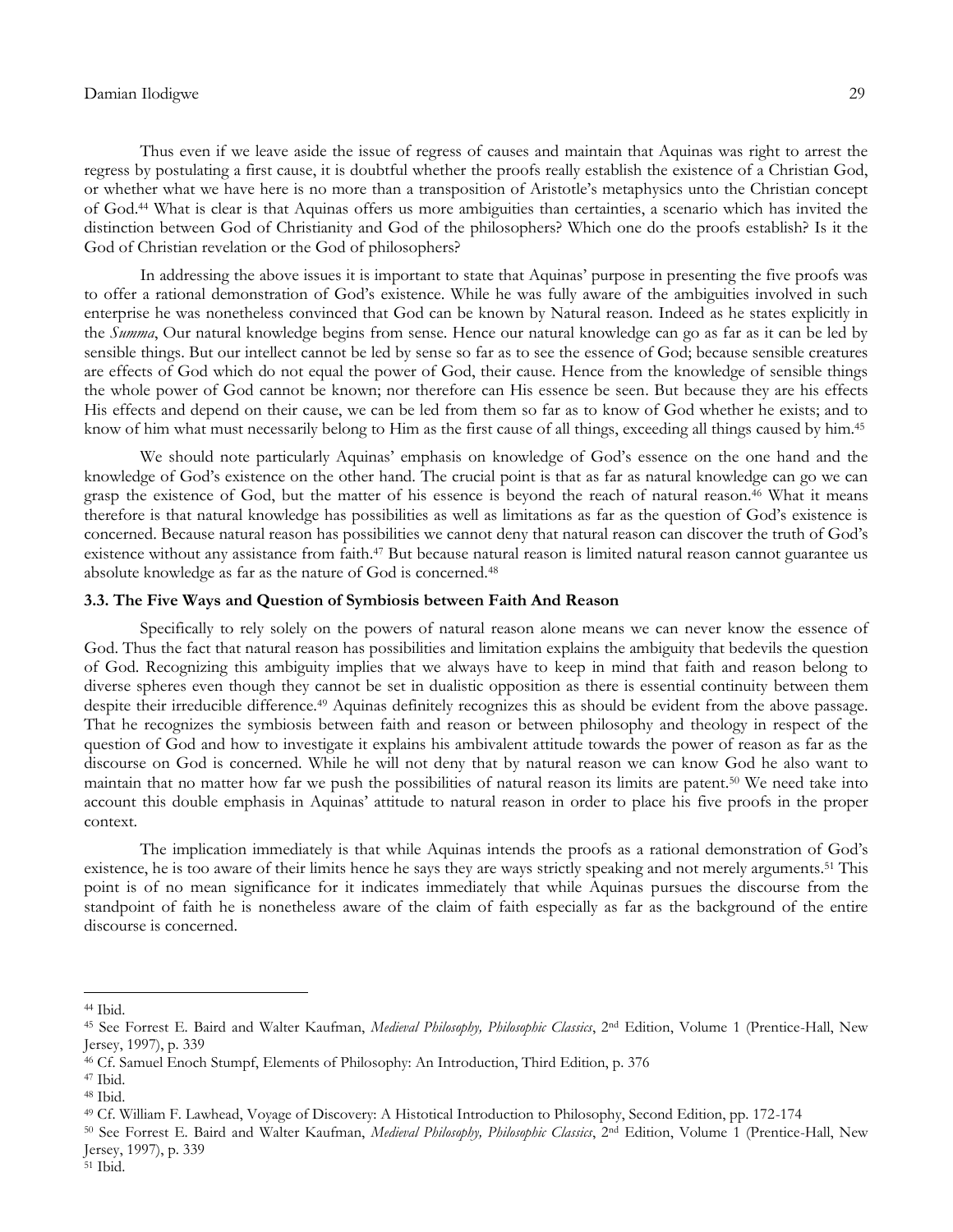Thus even if we leave aside the issue of regress of causes and maintain that Aquinas was right to arrest the regress by postulating a first cause, it is doubtful whether the proofs really establish the existence of a Christian God, or whether what we have here is no more than a transposition of Aristotle's metaphysics unto the Christian concept of God.[44] What is clear is that Aquinas offers us more ambiguities than certainties, a scenario which has invited the distinction between God of Christianity and God of the philosophers? Which one do the proofs establish? Is it the God of Christian revelation or the God of philosophers?

In addressing the above issues it is important to state that Aquinas' purpose in presenting the five proofs was to offer a rational demonstration of God's existence. While he was fully aware of the ambiguities involved in such enterprise he was nonetheless convinced that God can be known by Natural reason. Indeed as he states explicitly in the *Summa*, Our natural knowledge begins from sense. Hence our natural knowledge can go as far as it can be led by sensible things. But our intellect cannot be led by sense so far as to see the essence of God; because sensible creatures are effects of God which do not equal the power of God, their cause. Hence from the knowledge of sensible things the whole power of God cannot be known; nor therefore can His essence be seen. But because they are his effects His effects and depend on their cause, we can be led from them so far as to know of God whether he exists; and to know of him what must necessarily belong to Him as the first cause of all things, exceeding all things caused by him.[45]

We should note particularly Aquinas' emphasis on knowledge of God's essence on the one hand and the knowledge of God's existence on the other hand. The crucial point is that as far as natural knowledge can go we can grasp the existence of God, but the matter of his essence is beyond the reach of natural reason.[46] What it means therefore is that natural knowledge has possibilities as well as limitations as far as the question of God's existence is concerned. Because natural reason has possibilities we cannot deny that natural reason can discover the truth of God's existence without any assistance from faith.[47] But because natural reason is limited natural reason cannot guarantee us absolute knowledge as far as the nature of God is concerned.[48]

### 3.3. The Five Ways and Question of Symbiosis between Faith And Reason

Specifically to rely solely on the powers of natural reason alone means we can never know the essence of God. Thus the fact that natural reason has possibilities and limitation explains the ambiguity that bedevils the question of God. Recognizing this ambiguity implies that we always have to keep in mind that faith and reason belong to diverse spheres even though they cannot be set in dualistic opposition as there is essential continuity between them despite their irreducible difference.[49] Aquinas definitely recognizes this as should be evident from the above passage. That he recognizes the symbiosis between faith and reason or between philosophy and theology in respect of the question of God and how to investigate it explains his ambivalent attitude towards the power of reason as far as the discourse on God is concerned. While he will not deny that by natural reason we can know God he also want to maintain that no matter how far we push the possibilities of natural reason its limits are patent.[50] We need take into account this double emphasis in Aquinas' attitude to natural reason in order to place his five proofs in the proper context.

The implication immediately is that while Aquinas intends the proofs as a rational demonstration of God's existence, he is too aware of their limits hence he says they are ways strictly speaking and not merely arguments.[51] This point is of no mean significance for it indicates immediately that while Aquinas pursues the discourse from the standpoint of faith he is nonetheless aware of the claim of faith especially as far as the background of the entire discourse is concerned.

---

[44] Ibid.

[45] See Forrest E. Baird and Walter Kaufman, *Medieval Philosophy, Philosophic Classics*, 2nd Edition, Volume 1 (Prentice-Hall, New Jersey, 1997), p. 339

[46] Cf. Samuel Enoch Stumpf, Elements of Philosophy: An Introduction, Third Edition, p. 376

[47] Ibid.

[48] Ibid.

[49] Cf. William F. Lawhead, Voyage of Discovery: A Histotical Introduction to Philosophy, Second Edition, pp. 172-174

[50] See Forrest E. Baird and Walter Kaufman, *Medieval Philosophy, Philosophic Classics*, 2nd Edition, Volume 1 (Prentice-Hall, New Jersey, 1997), p. 339

[51] Ibid.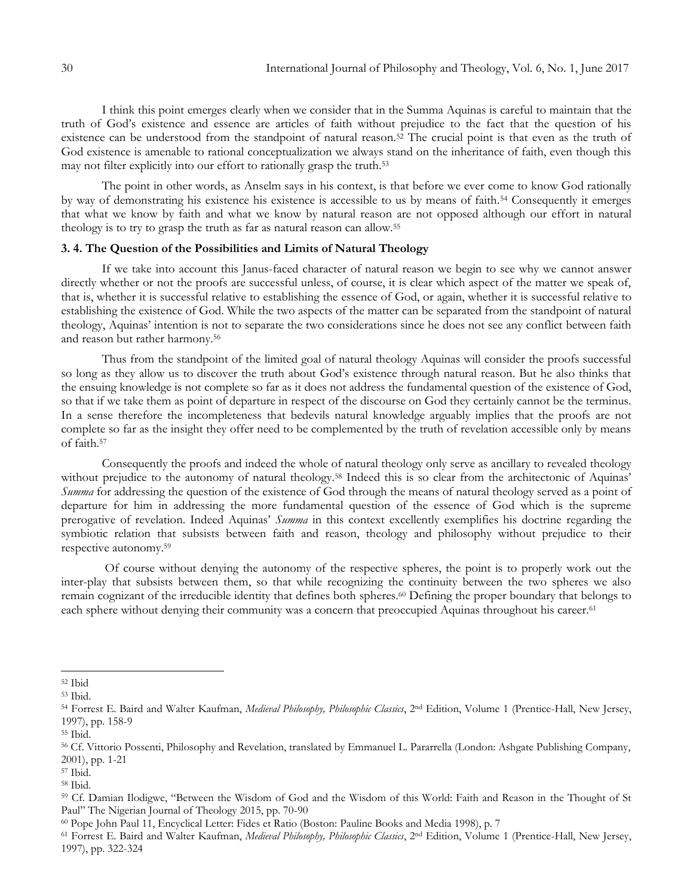I think this point emerges clearly when we consider that in the Summa Aquinas is careful to maintain that the truth of God's existence and essence are articles of faith without prejudice to the fact that the question of his existence can be understood from the standpoint of natural reason.[52] The crucial point is that even as the truth of God existence is amenable to rational conceptualization we always stand on the inheritance of faith, even though this may not filter explicitly into our effort to rationally grasp the truth.[53]

The point in other words, as Anselm says in his context, is that before we ever come to know God rationally by way of demonstrating his existence his existence is accessible to us by means of faith.[54] Consequently it emerges that what we know by faith and what we know by natural reason are not opposed although our effort in natural theology is to try to grasp the truth as far as natural reason can allow.[55]

### 3. 4. The Question of the Possibilities and Limits of Natural Theology

If we take into account this Janus-faced character of natural reason we begin to see why we cannot answer directly whether or not the proofs are successful unless, of course, it is clear which aspect of the matter we speak of, that is, whether it is successful relative to establishing the essence of God, or again, whether it is successful relative to establishing the existence of God. While the two aspects of the matter can be separated from the standpoint of natural theology, Aquinas' intention is not to separate the two considerations since he does not see any conflict between faith and reason but rather harmony.[56]

Thus from the standpoint of the limited goal of natural theology Aquinas will consider the proofs successful so long as they allow us to discover the truth about God's existence through natural reason. But he also thinks that the ensuing knowledge is not complete so far as it does not address the fundamental question of the existence of God, so that if we take them as point of departure in respect of the discourse on God they certainly cannot be the terminus. In a sense therefore the incompleteness that bedevils natural knowledge arguably implies that the proofs are not complete so far as the insight they offer need to be complemented by the truth of revelation accessible only by means of faith.[57]

Consequently the proofs and indeed the whole of natural theology only serve as ancillary to revealed theology without prejudice to the autonomy of natural theology.[58] Indeed this is so clear from the architectonic of Aquinas' *Summa* for addressing the question of the existence of God through the means of natural theology served as a point of departure for him in addressing the more fundamental question of the essence of God which is the supreme prerogative of revelation. Indeed Aquinas' *Summa* in this context excellently exemplifies his doctrine regarding the symbiotic relation that subsists between faith and reason, theology and philosophy without prejudice to their respective autonomy.[59]

Of course without denying the autonomy of the respective spheres, the point is to properly work out the inter-play that subsists between them, so that while recognizing the continuity between the two spheres we also remain cognizant of the irreducible identity that defines both spheres.[60] Defining the proper boundary that belongs to each sphere without denying their community was a concern that preoccupied Aquinas throughout his career.[61]

---

[52] Ibid

[53] Ibid.

[54] Forrest E. Baird and Walter Kaufman, *Medieval Philosophy, Philosophic Classics*, 2nd Edition, Volume 1 (Prentice-Hall, New Jersey, 1997), pp. 158-9

[55] Ibid.

[56] Cf. Vittorio Possenti, Philosophy and Revelation, translated by Emmanuel L. Pararrella (London: Ashgate Publishing Company, 2001), pp. 1-21

[57] Ibid.

[58] Ibid.

[59] Cf. Damian Ilodigwe, "Between the Wisdom of God and the Wisdom of this World: Faith and Reason in the Thought of St Paul" The Nigerian Journal of Theology 2015, pp. 70-90

[60] Pope John Paul 11, Encyclical Letter: Fides et Ratio (Boston: Pauline Books and Media 1998), p. 7

[61] Forrest E. Baird and Walter Kaufman, *Medieval Philosophy, Philosophic Classics*, 2nd Edition, Volume 1 (Prentice-Hall, New Jersey, 1997), pp. 322-324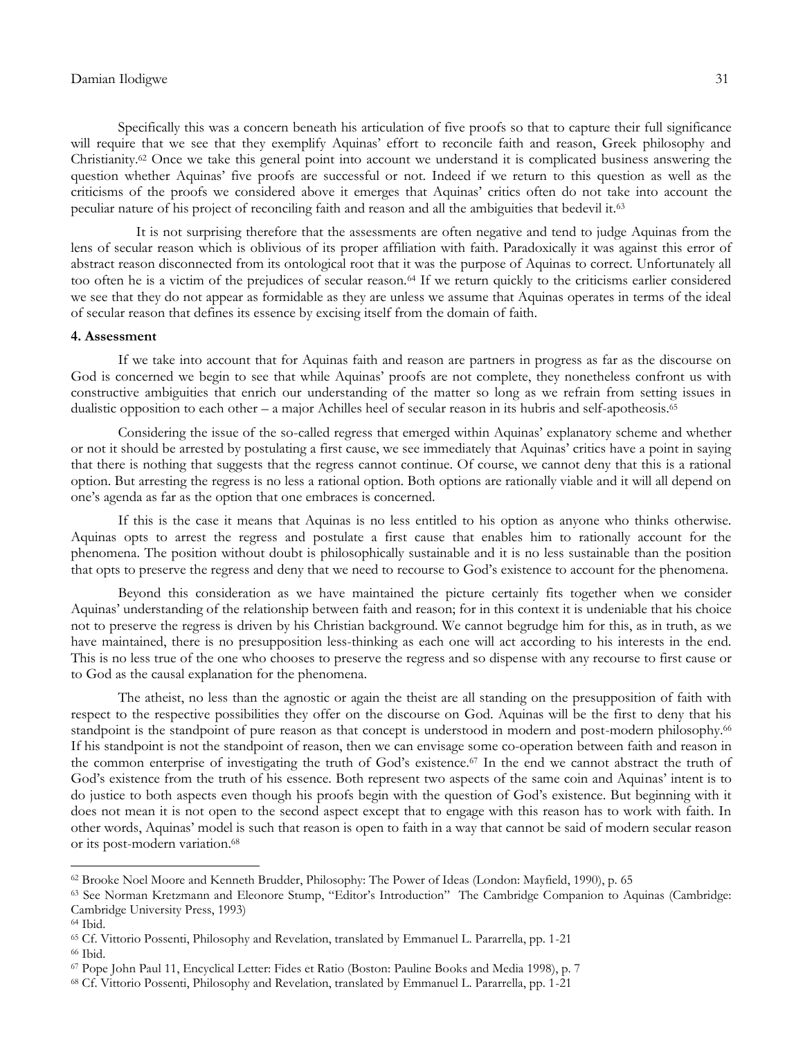Specifically this was a concern beneath his articulation of five proofs so that to capture their full significance will require that we see that they exemplify Aquinas' effort to reconcile faith and reason, Greek philosophy and Christianity.[62] Once we take this general point into account we understand it is complicated business answering the question whether Aquinas' five proofs are successful or not. Indeed if we return to this question as well as the criticisms of the proofs we considered above it emerges that Aquinas' critics often do not take into account the peculiar nature of his project of reconciling faith and reason and all the ambiguities that bedevil it.[63]

It is not surprising therefore that the assessments are often negative and tend to judge Aquinas from the lens of secular reason which is oblivious of its proper affiliation with faith. Paradoxically it was against this error of abstract reason disconnected from its ontological root that it was the purpose of Aquinas to correct. Unfortunately all too often he is a victim of the prejudices of secular reason.[64] If we return quickly to the criticisms earlier considered we see that they do not appear as formidable as they are unless we assume that Aquinas operates in terms of the ideal of secular reason that defines its essence by excising itself from the domain of faith.

#### 4. Assessment

If we take into account that for Aquinas faith and reason are partners in progress as far as the discourse on God is concerned we begin to see that while Aquinas' proofs are not complete, they nonetheless confront us with constructive ambiguities that enrich our understanding of the matter so long as we refrain from setting issues in dualistic opposition to each other – a major Achilles heel of secular reason in its hubris and self-apotheosis.[65]

Considering the issue of the so-called regress that emerged within Aquinas' explanatory scheme and whether or not it should be arrested by postulating a first cause, we see immediately that Aquinas' critics have a point in saying that there is nothing that suggests that the regress cannot continue. Of course, we cannot deny that this is a rational option. But arresting the regress is no less a rational option. Both options are rationally viable and it will all depend on one's agenda as far as the option that one embraces is concerned.

If this is the case it means that Aquinas is no less entitled to his option as anyone who thinks otherwise. Aquinas opts to arrest the regress and postulate a first cause that enables him to rationally account for the phenomena. The position without doubt is philosophically sustainable and it is no less sustainable than the position that opts to preserve the regress and deny that we need to recourse to God's existence to account for the phenomena.

Beyond this consideration as we have maintained the picture certainly fits together when we consider Aquinas' understanding of the relationship between faith and reason; for in this context it is undeniable that his choice not to preserve the regress is driven by his Christian background. We cannot begrudge him for this, as in truth, as we have maintained, there is no presupposition less-thinking as each one will act according to his interests in the end. This is no less true of the one who chooses to preserve the regress and so dispense with any recourse to first cause or to God as the causal explanation for the phenomena.

The atheist, no less than the agnostic or again the theist are all standing on the presupposition of faith with respect to the respective possibilities they offer on the discourse on God. Aquinas will be the first to deny that his standpoint is the standpoint of pure reason as that concept is understood in modern and post-modern philosophy.[66] If his standpoint is not the standpoint of reason, then we can envisage some co-operation between faith and reason in the common enterprise of investigating the truth of God's existence.[67] In the end we cannot abstract the truth of God's existence from the truth of his essence. Both represent two aspects of the same coin and Aquinas' intent is to do justice to both aspects even though his proofs begin with the question of God's existence. But beginning with it does not mean it is not open to the second aspect except that to engage with this reason has to work with faith. In other words, Aquinas' model is such that reason is open to faith in a way that cannot be said of modern secular reason or its post-modern variation.[68]

---

[62] Brooke Noel Moore and Kenneth Brudder, Philosophy: The Power of Ideas (London: Mayfield, 1990), p. 65

[63] See Norman Kretzmann and Eleonore Stump, "Editor's Introduction" The Cambridge Companion to Aquinas (Cambridge: Cambridge University Press, 1993)

[64] Ibid.

[65] Cf. Vittorio Possenti, Philosophy and Revelation, translated by Emmanuel L. Pararrella, pp. 1-21

[66] Ibid.

[67] Pope John Paul 11, Encyclical Letter: Fides et Ratio (Boston: Pauline Books and Media 1998), p. 7

[68] Cf. Vittorio Possenti, Philosophy and Revelation, translated by Emmanuel L. Pararrella, pp. 1-21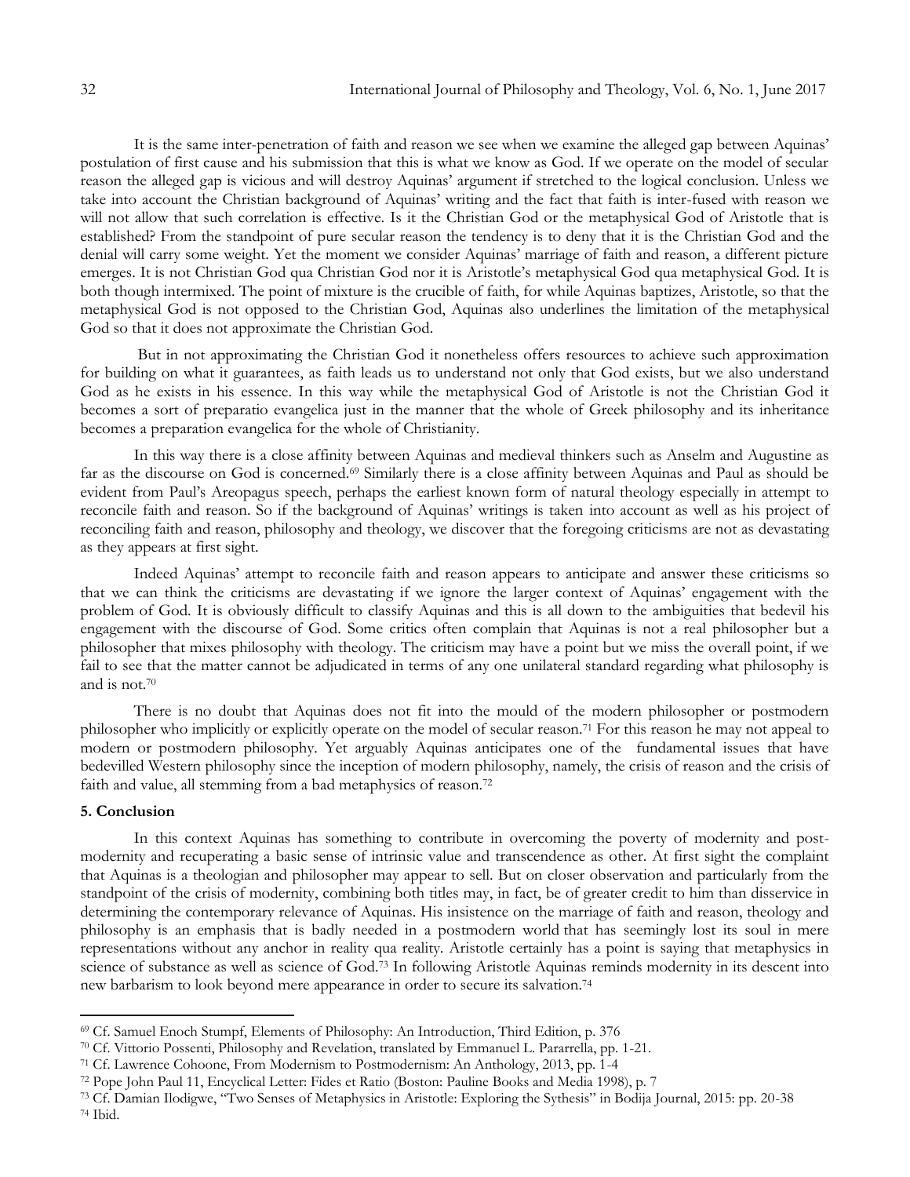It is the same inter-penetration of faith and reason we see when we examine the alleged gap between Aquinas' postulation of first cause and his submission that this is what we know as God. If we operate on the model of secular reason the alleged gap is vicious and will destroy Aquinas' argument if stretched to the logical conclusion. Unless we take into account the Christian background of Aquinas' writing and the fact that faith is inter-fused with reason we will not allow that such correlation is effective. Is it the Christian God or the metaphysical God of Aristotle that is established? From the standpoint of pure secular reason the tendency is to deny that it is the Christian God and the denial will carry some weight. Yet the moment we consider Aquinas' marriage of faith and reason, a different picture emerges. It is not Christian God qua Christian God nor it is Aristotle's metaphysical God qua metaphysical God. It is both though intermixed. The point of mixture is the crucible of faith, for while Aquinas baptizes, Aristotle, so that the metaphysical God is not opposed to the Christian God, Aquinas also underlines the limitation of the metaphysical God so that it does not approximate the Christian God.

But in not approximating the Christian God it nonetheless offers resources to achieve such approximation for building on what it guarantees, as faith leads us to understand not only that God exists, but we also understand God as he exists in his essence. In this way while the metaphysical God of Aristotle is not the Christian God it becomes a sort of preparatio evangelica just in the manner that the whole of Greek philosophy and its inheritance becomes a preparation evangelica for the whole of Christianity.

In this way there is a close affinity between Aquinas and medieval thinkers such as Anselm and Augustine as far as the discourse on God is concerned.[69] Similarly there is a close affinity between Aquinas and Paul as should be evident from Paul's Areopagus speech, perhaps the earliest known form of natural theology especially in attempt to reconcile faith and reason. So if the background of Aquinas' writings is taken into account as well as his project of reconciling faith and reason, philosophy and theology, we discover that the foregoing criticisms are not as devastating as they appears at first sight.

Indeed Aquinas' attempt to reconcile faith and reason appears to anticipate and answer these criticisms so that we can think the criticisms are devastating if we ignore the larger context of Aquinas' engagement with the problem of God. It is obviously difficult to classify Aquinas and this is all down to the ambiguities that bedevil his engagement with the discourse of God. Some critics often complain that Aquinas is not a real philosopher but a philosopher that mixes philosophy with theology. The criticism may have a point but we miss the overall point, if we fail to see that the matter cannot be adjudicated in terms of any one unilateral standard regarding what philosophy is and is not.[70]

There is no doubt that Aquinas does not fit into the mould of the modern philosopher or postmodern philosopher who implicitly or explicitly operate on the model of secular reason.[71] For this reason he may not appeal to modern or postmodern philosophy. Yet arguably Aquinas anticipates one of the fundamental issues that have bedevilled Western philosophy since the inception of modern philosophy, namely, the crisis of reason and the crisis of faith and value, all stemming from a bad metaphysics of reason.[72]

**5. Conclusion**

In this context Aquinas has something to contribute in overcoming the poverty of modernity and post-modernity and recuperating a basic sense of intrinsic value and transcendence as other. At first sight the complaint that Aquinas is a theologian and philosopher may appear to sell. But on closer observation and particularly from the standpoint of the crisis of modernity, combining both titles may, in fact, be of greater credit to him than disservice in determining the contemporary relevance of Aquinas. His insistence on the marriage of faith and reason, theology and philosophy is an emphasis that is badly needed in a postmodern world that has seemingly lost its soul in mere representations without any anchor in reality qua reality. Aristotle certainly has a point is saying that metaphysics in science of substance as well as science of God.[73] In following Aristotle Aquinas reminds modernity in its descent into new barbarism to look beyond mere appearance in order to secure its salvation.[74]

---

[69] Cf. Samuel Enoch Stumpf, Elements of Philosophy: An Introduction, Third Edition, p. 376

[70] Cf. Vittorio Possenti, Philosophy and Revelation, translated by Emmanuel L. Pararrella, pp. 1-21.

[71] Cf. Lawrence Cohoone, From Modernism to Postmodernism: An Anthology, 2013, pp. 1-4

[72] Pope John Paul 11, Encyclical Letter: Fides et Ratio (Boston: Pauline Books and Media 1998), p. 7

[73] Cf. Damian Ilodigwe, "Two Senses of Metaphysics in Aristotle: Exploring the Sythesis" in Bodija Journal, 2015: pp. 20-38

[74] Ibid.